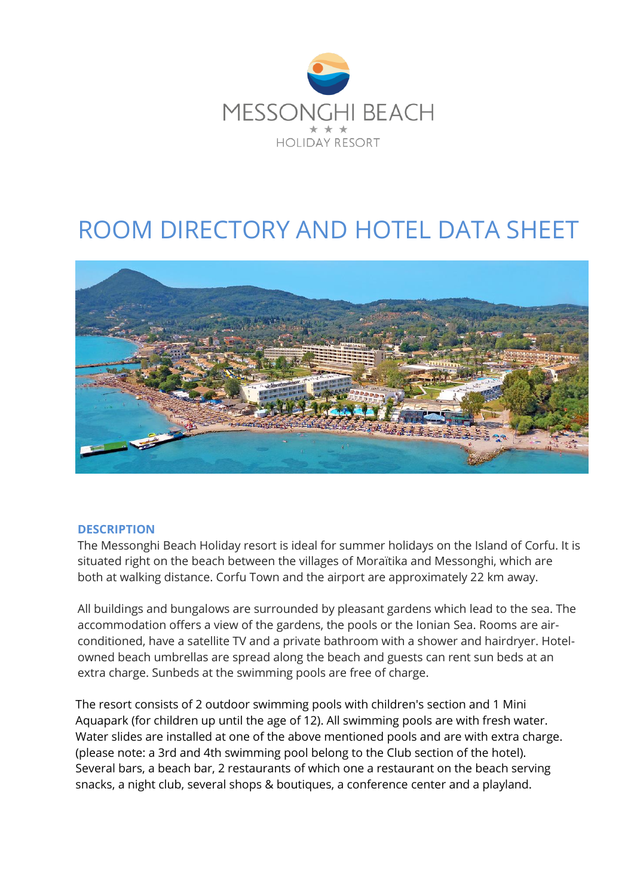MESSONGHI BEACH

★ ★ ★

HOLIDAY RESORT

# ROOM DIRECTORY AND HOTEL DATA SHEET

## DESCRIPTION

The Messonghi Beach Holiday resort is ideal for summer holidays on the Island of Corfu. It is situated right on the beach between the villages of Moraïtika and Messonghi, which are both at walking distance. Corfu Town and the airport are approximately 22 km away.

All buildings and bungalows are surrounded by pleasant gardens which lead to the sea. The accommodation offers a view of the gardens, the pools or the Ionian Sea. Rooms are air-conditioned, have a satellite TV and a private bathroom with a shower and hairdryer. Hotel-owned beach umbrellas are spread along the beach and guests can rent sun beds at an extra charge. Sunbeds at the swimming pools are free of charge.

The resort consists of 2 outdoor swimming pools with children's section and 1 Mini Aquapark (for children up until the age of 12). All swimming pools are with fresh water. Water slides are installed at one of the above mentioned pools and are with extra charge. (please note: a 3rd and 4th swimming pool belong to the Club section of the hotel). Several bars, a beach bar, 2 restaurants of which one a restaurant on the beach serving snacks, a night club, several shops & boutiques, a conference center and a playland.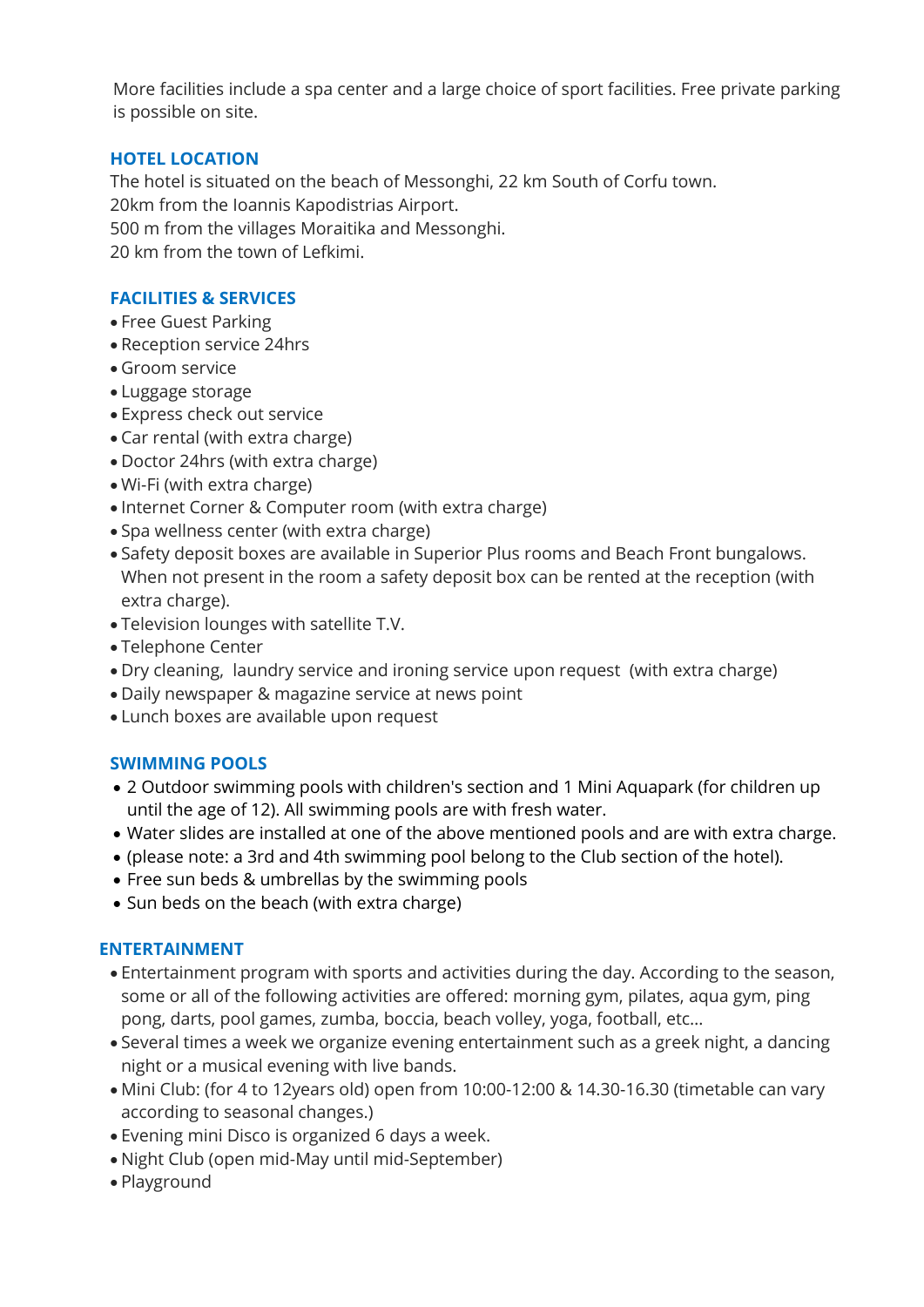More facilities include a spa center and a large choice of sport facilities. Free private parking is possible on site.

## HOTEL LOCATION

The hotel is situated on the beach of Messonghi, 22 km South of Corfu town.
20km from the Ioannis Kapodistrias Airport.
500 m from the villages Moraitika and Messonghi.
20 km from the town of Lefkimi.

## FACILITIES & SERVICES

- Free Guest Parking
- Reception service 24hrs
- Groom service
- Luggage storage
- Express check out service
- Car rental (with extra charge)
- Doctor 24hrs (with extra charge)
- Wi-Fi (with extra charge)
- Internet Corner & Computer room (with extra charge)
- Spa wellness center (with extra charge)
- Safety deposit boxes are available in Superior Plus rooms and Beach Front bungalows. When not present in the room a safety deposit box can be rented at the reception (with extra charge).
- Television lounges with satellite T.V.
- Telephone Center
- Dry cleaning, laundry service and ironing service upon request (with extra charge)
- Daily newspaper & magazine service at news point
- Lunch boxes are available upon request

## SWIMMING POOLS

- 2 Outdoor swimming pools with children's section and 1 Mini Aquapark (for children up until the age of 12). All swimming pools are with fresh water.
- Water slides are installed at one of the above mentioned pools and are with extra charge.
- (please note: a 3rd and 4th swimming pool belong to the Club section of the hotel).
- Free sun beds & umbrellas by the swimming pools
- Sun beds on the beach (with extra charge)

## ENTERTAINMENT

- Entertainment program with sports and activities during the day. According to the season, some or all of the following activities are offered: morning gym, pilates, aqua gym, ping pong, darts, pool games, zumba, boccia, beach volley, yoga, football, etc...
- Several times a week we organize evening entertainment such as a greek night, a dancing night or a musical evening with live bands.
- Mini Club: (for 4 to 12years old) open from 10:00-12:00 & 14.30-16.30 (timetable can vary according to seasonal changes.)
- Evening mini Disco is organized 6 days a week.
- Night Club (open mid-May until mid-September)
- Playground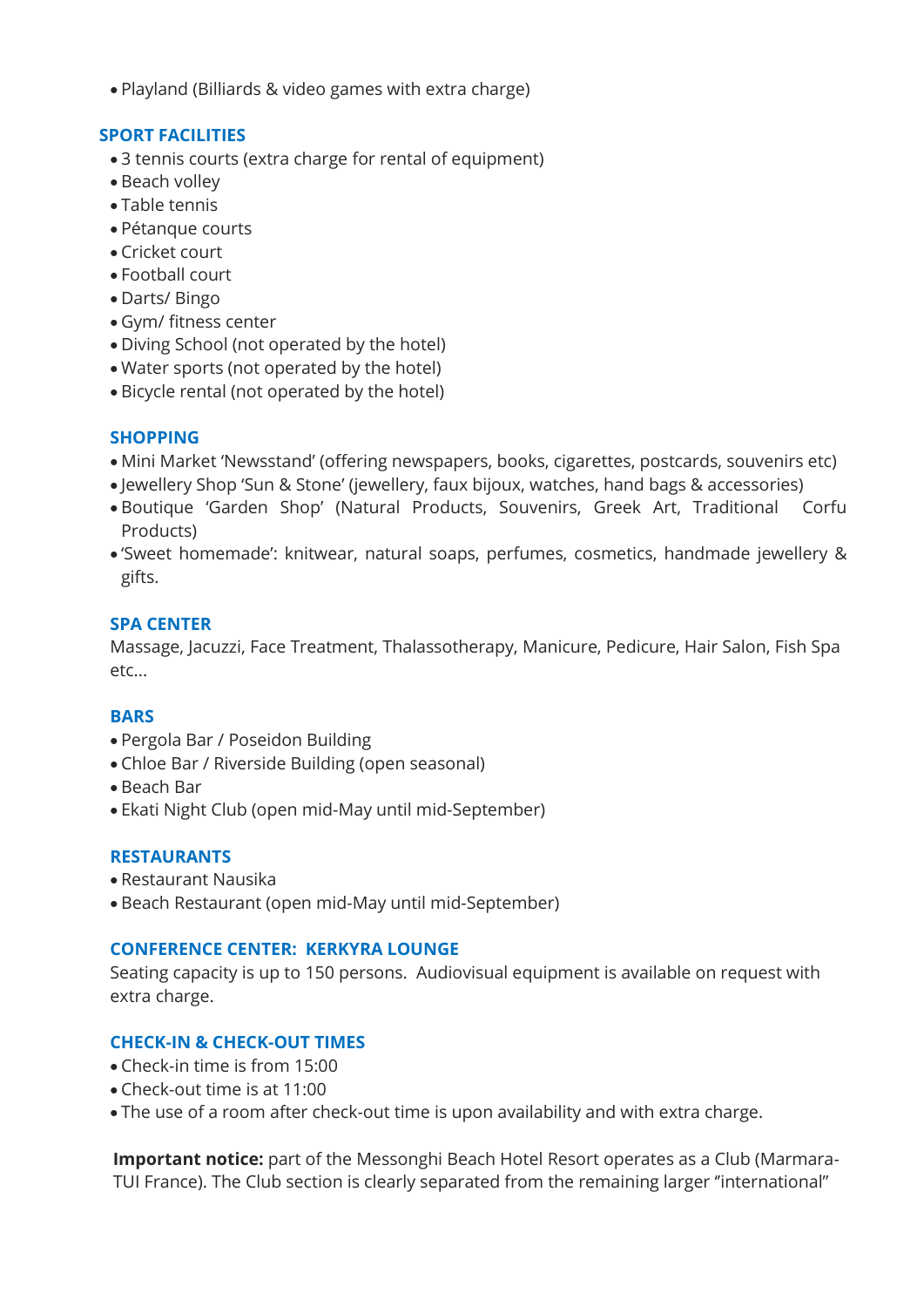- Playland (Billiards & video games with extra charge)

## SPORT FACILITIES

- 3 tennis courts (extra charge for rental of equipment)
- Beach volley
- Table tennis
- Pétanque courts
- Cricket court
- Football court
- Darts/ Bingo
- Gym/ fitness center
- Diving School (not operated by the hotel)
- Water sports (not operated by the hotel)
- Bicycle rental (not operated by the hotel)

## SHOPPING

- Mini Market 'Newsstand' (offering newspapers, books, cigarettes, postcards, souvenirs etc)
- Jewellery Shop 'Sun & Stone' (jewellery, faux bijoux, watches, hand bags & accessories)
- Boutique 'Garden Shop' (Natural Products, Souvenirs, Greek Art, Traditional Corfu Products)
- 'Sweet homemade': knitwear, natural soaps, perfumes, cosmetics, handmade jewellery & gifts.

## SPA CENTER

Massage, Jacuzzi, Face Treatment, Thalassotherapy, Manicure, Pedicure, Hair Salon, Fish Spa etc...

## BARS

- Pergola Bar / Poseidon Building
- Chloe Bar / Riverside Building (open seasonal)
- Beach Bar
- Ekati Night Club (open mid-May until mid-September)

## RESTAURANTS

- Restaurant Nausika
- Beach Restaurant (open mid-May until mid-September)

## CONFERENCE CENTER: KERKYRA LOUNGE

Seating capacity is up to 150 persons. Audiovisual equipment is available on request with extra charge.

## CHECK-IN & CHECK-OUT TIMES

- Check-in time is from 15:00
- Check-out time is at 11:00
- The use of a room after check-out time is upon availability and with extra charge.

**Important notice:** part of the Messonghi Beach Hotel Resort operates as a Club (Marmara-TUI France). The Club section is clearly separated from the remaining larger "international"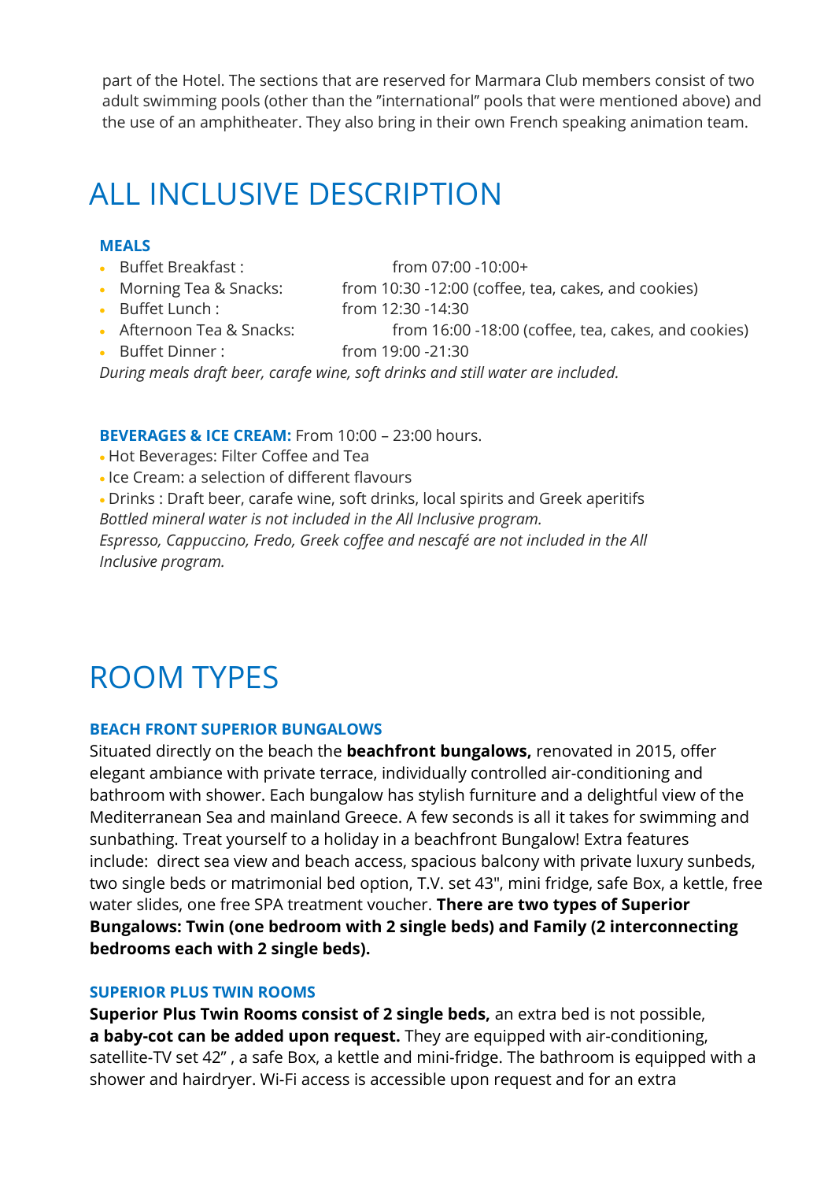part of the Hotel. The sections that are reserved for Marmara Club members consist of two adult swimming pools (other than the "international" pools that were mentioned above) and the use of an amphitheater. They also bring in their own French speaking animation team.

# ALL INCLUSIVE DESCRIPTION

### MEALS

- Buffet Breakfast : from 07:00 -10:00+
- Morning Tea & Snacks: from 10:30 -12:00 (coffee, tea, cakes, and cookies)
- Buffet Lunch : from 12:30 -14:30
- Afternoon Tea & Snacks: from 16:00 -18:00 (coffee, tea, cakes, and cookies)
- Buffet Dinner : from 19:00 -21:30

*During meals draft beer, carafe wine, soft drinks and still water are included.*

**BEVERAGES & ICE CREAM:** From 10:00 – 23:00 hours.

- Hot Beverages: Filter Coffee and Tea
- Ice Cream: a selection of different flavours
- Drinks : Draft beer, carafe wine, soft drinks, local spirits and Greek aperitifs

*Bottled mineral water is not included in the All Inclusive program.*
*Espresso, Cappuccino, Fredo, Greek coffee and nescafé are not included in the All Inclusive program.*

# ROOM TYPES

### BEACH FRONT SUPERIOR BUNGALOWS

Situated directly on the beach the **beachfront bungalows,** renovated in 2015, offer elegant ambiance with private terrace, individually controlled air-conditioning and bathroom with shower. Each bungalow has stylish furniture and a delightful view of the Mediterranean Sea and mainland Greece. A few seconds is all it takes for swimming and sunbathing. Treat yourself to a holiday in a beachfront Bungalow! Extra features include: direct sea view and beach access, spacious balcony with private luxury sunbeds, two single beds or matrimonial bed option, T.V. set 43", mini fridge, safe Box, a kettle, free water slides, one free SPA treatment voucher. **There are two types of Superior Bungalows: Twin (one bedroom with 2 single beds) and Family (2 interconnecting bedrooms each with 2 single beds).**

### SUPERIOR PLUS TWIN ROOMS

**Superior Plus Twin Rooms consist of 2 single beds,** an extra bed is not possible, **a baby-cot can be added upon request.** They are equipped with air-conditioning, satellite-TV set 42" , a safe Box, a kettle and mini-fridge. The bathroom is equipped with a shower and hairdryer. Wi-Fi access is accessible upon request and for an extra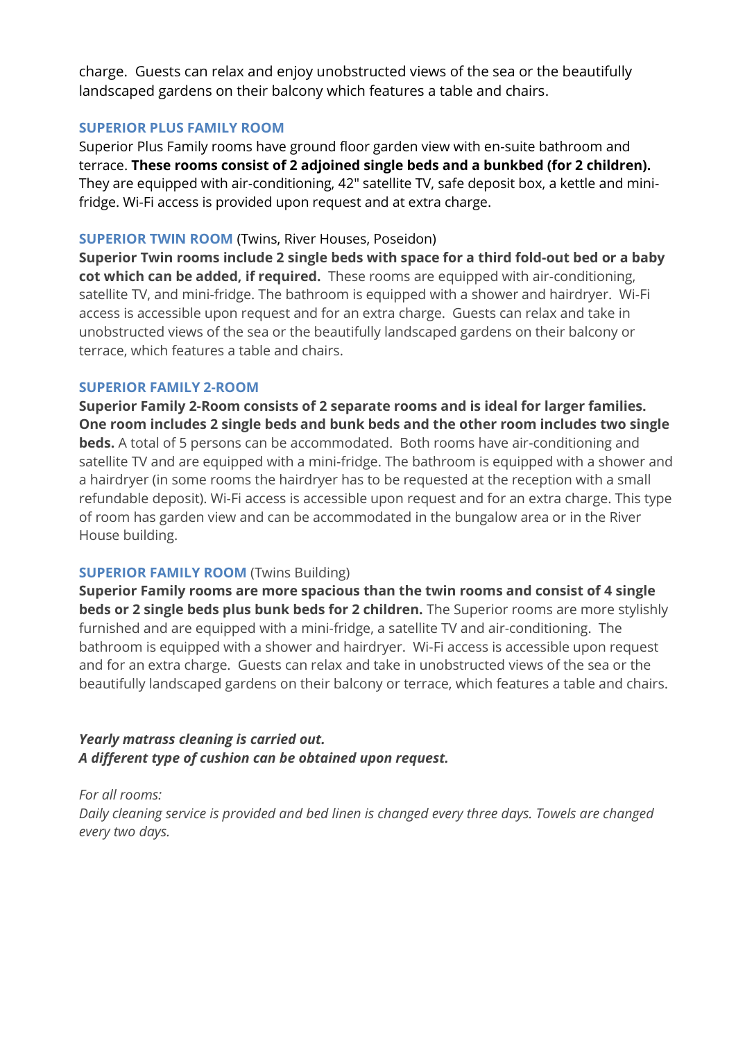charge. Guests can relax and enjoy unobstructed views of the sea or the beautifully landscaped gardens on their balcony which features a table and chairs.

### SUPERIOR PLUS FAMILY ROOM

Superior Plus Family rooms have ground floor garden view with en-suite bathroom and terrace. **These rooms consist of 2 adjoined single beds and a bunkbed (for 2 children).** They are equipped with air-conditioning, 42" satellite TV, safe deposit box, a kettle and mini-fridge. Wi-Fi access is provided upon request and at extra charge.

### SUPERIOR TWIN ROOM (Twins, River Houses, Poseidon)

**Superior Twin rooms include 2 single beds with space for a third fold-out bed or a baby cot which can be added, if required.** These rooms are equipped with air-conditioning, satellite TV, and mini-fridge. The bathroom is equipped with a shower and hairdryer. Wi-Fi access is accessible upon request and for an extra charge. Guests can relax and take in unobstructed views of the sea or the beautifully landscaped gardens on their balcony or terrace, which features a table and chairs.

### SUPERIOR FAMILY 2-ROOM

**Superior Family 2-Room consists of 2 separate rooms and is ideal for larger families. One room includes 2 single beds and bunk beds and the other room includes two single beds.** A total of 5 persons can be accommodated. Both rooms have air-conditioning and satellite TV and are equipped with a mini-fridge. The bathroom is equipped with a shower and a hairdryer (in some rooms the hairdryer has to be requested at the reception with a small refundable deposit). Wi-Fi access is accessible upon request and for an extra charge. This type of room has garden view and can be accommodated in the bungalow area or in the River House building.

### SUPERIOR FAMILY ROOM (Twins Building)

**Superior Family rooms are more spacious than the twin rooms and consist of 4 single beds or 2 single beds plus bunk beds for 2 children.** The Superior rooms are more stylishly furnished and are equipped with a mini-fridge, a satellite TV and air-conditioning. The bathroom is equipped with a shower and hairdryer. Wi-Fi access is accessible upon request and for an extra charge. Guests can relax and take in unobstructed views of the sea or the beautifully landscaped gardens on their balcony or terrace, which features a table and chairs.

***Yearly matrass cleaning is carried out.***
***A different type of cushion can be obtained upon request.***

*For all rooms:*
*Daily cleaning service is provided and bed linen is changed every three days. Towels are changed every two days.*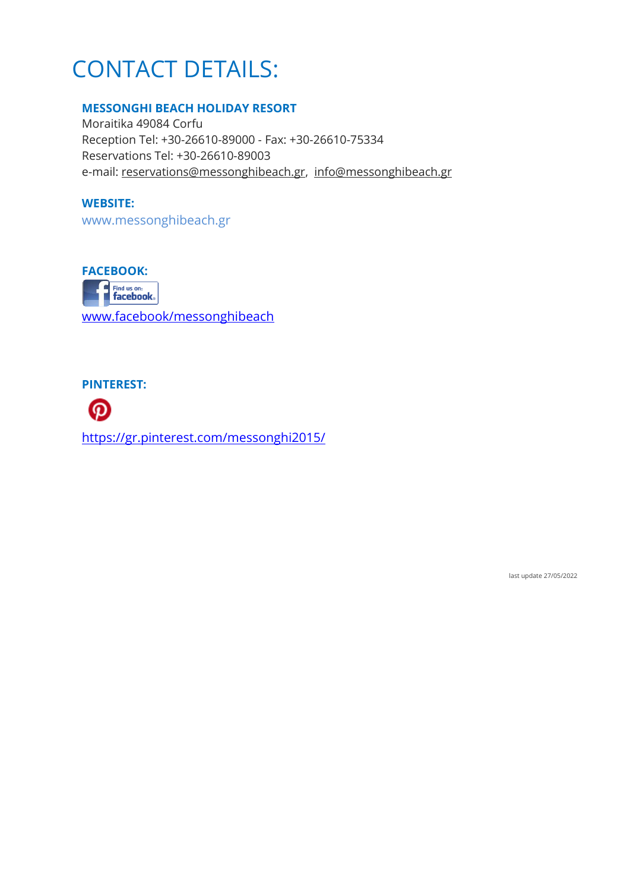# CONTACT DETAILS:

**MESSONGHI BEACH HOLIDAY RESORT**
Moraitika 49084 Corfu
Reception Tel: +30-26610-89000 - Fax: +30-26610-75334
Reservations Tel: +30-26610-89003
e-mail: reservations@messonghibeach.gr, info@messonghibeach.gr

**WEBSITE:**
www.messonghibeach.gr

**FACEBOOK:**
www.facebook/messonghibeach

**PINTEREST:**
https://gr.pinterest.com/messonghi2015/

last update 27/05/2022